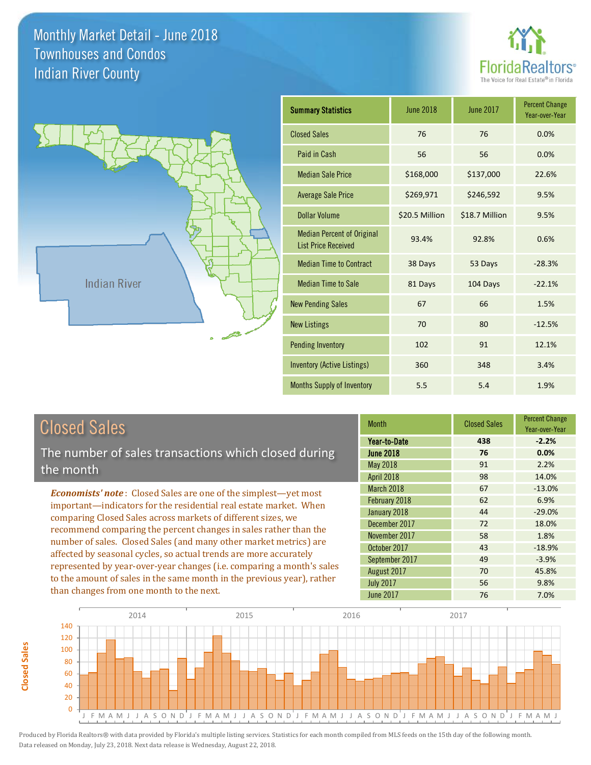# Monthly Market Detail - June 2018
## Townhouses and Condos
## Indian River County

FloridaRealtors® The Voice for Real Estate® in Florida

Indian River

| Summary Statistics | June 2018 | June 2017 | Percent Change Year-over-Year |
|---|---|---|---|
| Closed Sales | 76 | 76 | 0.0% |
| Paid in Cash | 56 | 56 | 0.0% |
| Median Sale Price | $168,000 | $137,000 | 22.6% |
| Average Sale Price | $269,971 | $246,592 | 9.5% |
| Dollar Volume | $20.5 Million | $18.7 Million | 9.5% |
| Median Percent of Original List Price Received | 93.4% | 92.8% | 0.6% |
| Median Time to Contract | 38 Days | 53 Days | -28.3% |
| Median Time to Sale | 81 Days | 104 Days | -22.1% |
| New Pending Sales | 67 | 66 | 1.5% |
| New Listings | 70 | 80 | -12.5% |
| Pending Inventory | 102 | 91 | 12.1% |
| Inventory (Active Listings) | 360 | 348 | 3.4% |
| Months Supply of Inventory | 5.5 | 5.4 | 1.9% |

## Closed Sales

The number of sales transactions which closed during the month

*Economists' note*: Closed Sales are one of the simplest—yet most important—indicators for the residential real estate market. When comparing Closed Sales across markets of different sizes, we recommend comparing the percent changes in sales rather than the number of sales. Closed Sales (and many other market metrics) are affected by seasonal cycles, so actual trends are more accurately represented by year-over-year changes (i.e. comparing a month's sales to the amount of sales in the same month in the previous year), rather than changes from one month to the next.

| Month | Closed Sales | Percent Change Year-over-Year |
|---|---|---|
| **Year-to-Date** | **438** | **-2.2%** |
| **June 2018** | **76** | **0.0%** |
| May 2018 | 91 | 2.2% |
| April 2018 | 98 | 14.0% |
| March 2018 | 67 | -13.0% |
| February 2018 | 62 | 6.9% |
| January 2018 | 44 | -29.0% |
| December 2017 | 72 | 18.0% |
| November 2017 | 58 | 1.8% |
| October 2017 | 43 | -18.9% |
| September 2017 | 49 | -3.9% |
| August 2017 | 70 | 45.8% |
| July 2017 | 56 | 9.8% |
| June 2017 | 76 | 7.0% |

Produced by Florida Realtors® with data provided by Florida's multiple listing services. Statistics for each month compiled from MLS feeds on the 15th day of the following month. Data released on Monday, July 23, 2018. Next data release is Wednesday, August 22, 2018.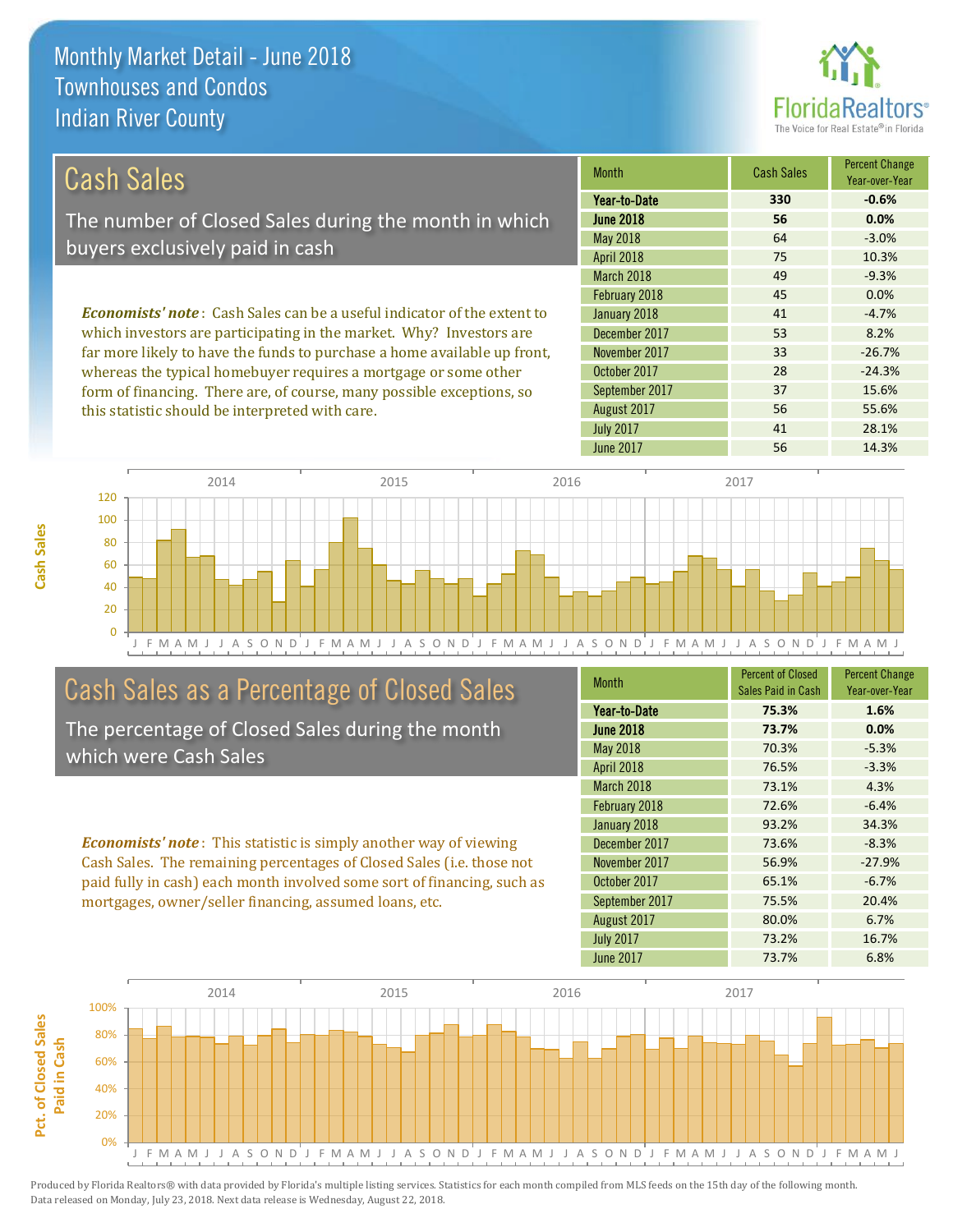# Monthly Market Detail - June 2018
## Townhouses and Condos
## Indian River County

## Cash Sales

The number of Closed Sales during the month in which buyers exclusively paid in cash

*Economists' note*: Cash Sales can be a useful indicator of the extent to which investors are participating in the market. Why? Investors are far more likely to have the funds to purchase a home available up front, whereas the typical homebuyer requires a mortgage or some other form of financing. There are, of course, many possible exceptions, so this statistic should be interpreted with care.

| Month | Cash Sales | Percent Change Year-over-Year |
|---|---|---|
| **Year-to-Date** | **330** | **-0.6%** |
| **June 2018** | **56** | **0.0%** |
| May 2018 | 64 | -3.0% |
| April 2018 | 75 | 10.3% |
| March 2018 | 49 | -9.3% |
| February 2018 | 45 | 0.0% |
| January 2018 | 41 | -4.7% |
| December 2017 | 53 | 8.2% |
| November 2017 | 33 | -26.7% |
| October 2017 | 28 | -24.3% |
| September 2017 | 37 | 15.6% |
| August 2017 | 56 | 55.6% |
| July 2017 | 41 | 28.1% |
| June 2017 | 56 | 14.3% |

## Cash Sales as a Percentage of Closed Sales

The percentage of Closed Sales during the month which were Cash Sales

*Economists' note*: This statistic is simply another way of viewing Cash Sales. The remaining percentages of Closed Sales (i.e. those not paid fully in cash) each month involved some sort of financing, such as mortgages, owner/seller financing, assumed loans, etc.

| Month | Percent of Closed Sales Paid in Cash | Percent Change Year-over-Year |
|---|---|---|
| **Year-to-Date** | **75.3%** | **1.6%** |
| **June 2018** | **73.7%** | **0.0%** |
| May 2018 | 70.3% | -5.3% |
| April 2018 | 76.5% | -3.3% |
| March 2018 | 73.1% | 4.3% |
| February 2018 | 72.6% | -6.4% |
| January 2018 | 93.2% | 34.3% |
| December 2017 | 73.6% | -8.3% |
| November 2017 | 56.9% | -27.9% |
| October 2017 | 65.1% | -6.7% |
| September 2017 | 75.5% | 20.4% |
| August 2017 | 80.0% | 6.7% |
| July 2017 | 73.2% | 16.7% |
| June 2017 | 73.7% | 6.8% |

Produced by Florida Realtors® with data provided by Florida's multiple listing services. Statistics for each month compiled from MLS feeds on the 15th day of the following month. Data released on Monday, July 23, 2018. Next data release is Wednesday, August 22, 2018.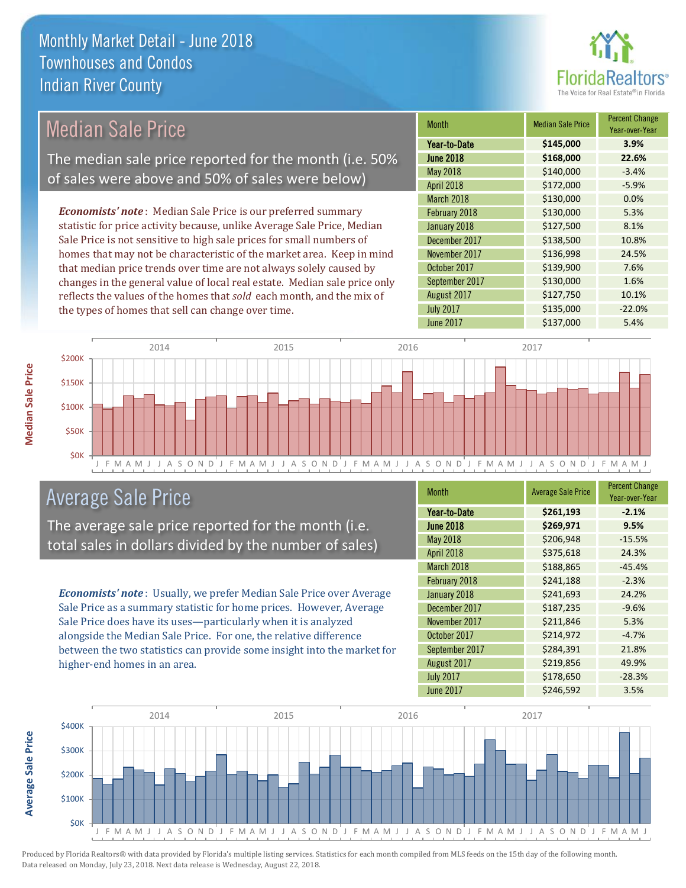# Monthly Market Detail - June 2018
## Townhouses and Condos
## Indian River County

## Median Sale Price

The median sale price reported for the month (i.e. 50% of sales were above and 50% of sales were below)

***Economists' note***: Median Sale Price is our preferred summary statistic for price activity because, unlike Average Sale Price, Median Sale Price is not sensitive to high sale prices for small numbers of homes that may not be characteristic of the market area. Keep in mind that median price trends over time are not always solely caused by changes in the general value of local real estate. Median sale price only reflects the values of the homes that *sold* each month, and the mix of the types of homes that sell can change over time.

| Month | Median Sale Price | Percent Change Year-over-Year |
|---|---|---|
| **Year-to-Date** | **$145,000** | **3.9%** |
| **June 2018** | **$168,000** | **22.6%** |
| May 2018 | $140,000 | -3.4% |
| April 2018 | $172,000 | -5.9% |
| March 2018 | $130,000 | 0.0% |
| February 2018 | $130,000 | 5.3% |
| January 2018 | $127,500 | 8.1% |
| December 2017 | $138,500 | 10.8% |
| November 2017 | $136,998 | 24.5% |
| October 2017 | $139,900 | 7.6% |
| September 2017 | $130,000 | 1.6% |
| August 2017 | $127,750 | 10.1% |
| July 2017 | $135,000 | -22.0% |
| June 2017 | $137,000 | 5.4% |

## Average Sale Price

The average sale price reported for the month (i.e. total sales in dollars divided by the number of sales)

***Economists' note***: Usually, we prefer Median Sale Price over Average Sale Price as a summary statistic for home prices. However, Average Sale Price does have its uses—particularly when it is analyzed alongside the Median Sale Price. For one, the relative difference between the two statistics can provide some insight into the market for higher-end homes in an area.

| Month | Average Sale Price | Percent Change Year-over-Year |
|---|---|---|
| **Year-to-Date** | **$261,193** | **-2.1%** |
| **June 2018** | **$269,971** | **9.5%** |
| May 2018 | $206,948 | -15.5% |
| April 2018 | $375,618 | 24.3% |
| March 2018 | $188,865 | -45.4% |
| February 2018 | $241,188 | -2.3% |
| January 2018 | $241,693 | 24.2% |
| December 2017 | $187,235 | -9.6% |
| November 2017 | $211,846 | 5.3% |
| October 2017 | $214,972 | -4.7% |
| September 2017 | $284,391 | 21.8% |
| August 2017 | $219,856 | 49.9% |
| July 2017 | $178,650 | -28.3% |
| June 2017 | $246,592 | 3.5% |

Produced by Florida Realtors® with data provided by Florida's multiple listing services. Statistics for each month compiled from MLS feeds on the 15th day of the following month. Data released on Monday, July 23, 2018. Next data release is Wednesday, August 22, 2018.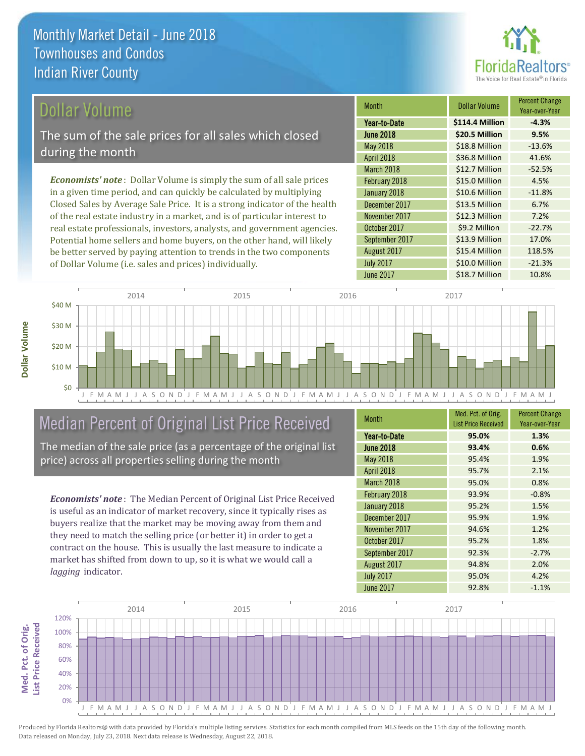# Monthly Market Detail - June 2018
## Townhouses and Condos
## Indian River County

## Dollar Volume

The sum of the sale prices for all sales which closed during the month

*Economists' note*: Dollar Volume is simply the sum of all sale prices in a given time period, and can quickly be calculated by multiplying Closed Sales by Average Sale Price. It is a strong indicator of the health of the real estate industry in a market, and is of particular interest to real estate professionals, investors, analysts, and government agencies. Potential home sellers and home buyers, on the other hand, will likely be better served by paying attention to trends in the two components of Dollar Volume (i.e. sales and prices) individually.

| Month | Dollar Volume | Percent Change Year-over-Year |
|---|---|---|
| **Year-to-Date** | **$114.4 Million** | **-4.3%** |
| **June 2018** | **$20.5 Million** | **9.5%** |
| May 2018 | $18.8 Million | -13.6% |
| April 2018 | $36.8 Million | 41.6% |
| March 2018 | $12.7 Million | -52.5% |
| February 2018 | $15.0 Million | 4.5% |
| January 2018 | $10.6 Million | -11.8% |
| December 2017 | $13.5 Million | 6.7% |
| November 2017 | $12.3 Million | 7.2% |
| October 2017 | $9.2 Million | -22.7% |
| September 2017 | $13.9 Million | 17.0% |
| August 2017 | $15.4 Million | 118.5% |
| July 2017 | $10.0 Million | -21.3% |
| June 2017 | $18.7 Million | 10.8% |

## Median Percent of Original List Price Received

The median of the sale price (as a percentage of the original list price) across all properties selling during the month

*Economists' note*: The Median Percent of Original List Price Received is useful as an indicator of market recovery, since it typically rises as buyers realize that the market may be moving away from them and they need to match the selling price (or better it) in order to get a contract on the house. This is usually the last measure to indicate a market has shifted from down to up, so it is what we would call a *lagging* indicator.

| Month | Med. Pct. of Orig. List Price Received | Percent Change Year-over-Year |
|---|---|---|
| **Year-to-Date** | **95.0%** | **1.3%** |
| **June 2018** | **93.4%** | **0.6%** |
| May 2018 | 95.4% | 1.9% |
| April 2018 | 95.7% | 2.1% |
| March 2018 | 95.0% | 0.8% |
| February 2018 | 93.9% | -0.8% |
| January 2018 | 95.2% | 1.5% |
| December 2017 | 95.9% | 1.9% |
| November 2017 | 94.6% | 1.2% |
| October 2017 | 95.2% | 1.8% |
| September 2017 | 92.3% | -2.7% |
| August 2017 | 94.8% | 2.0% |
| July 2017 | 95.0% | 4.2% |
| June 2017 | 92.8% | -1.1% |

Produced by Florida Realtors® with data provided by Florida's multiple listing services. Statistics for each month compiled from MLS feeds on the 15th day of the following month. Data released on Monday, July 23, 2018. Next data release is Wednesday, August 22, 2018.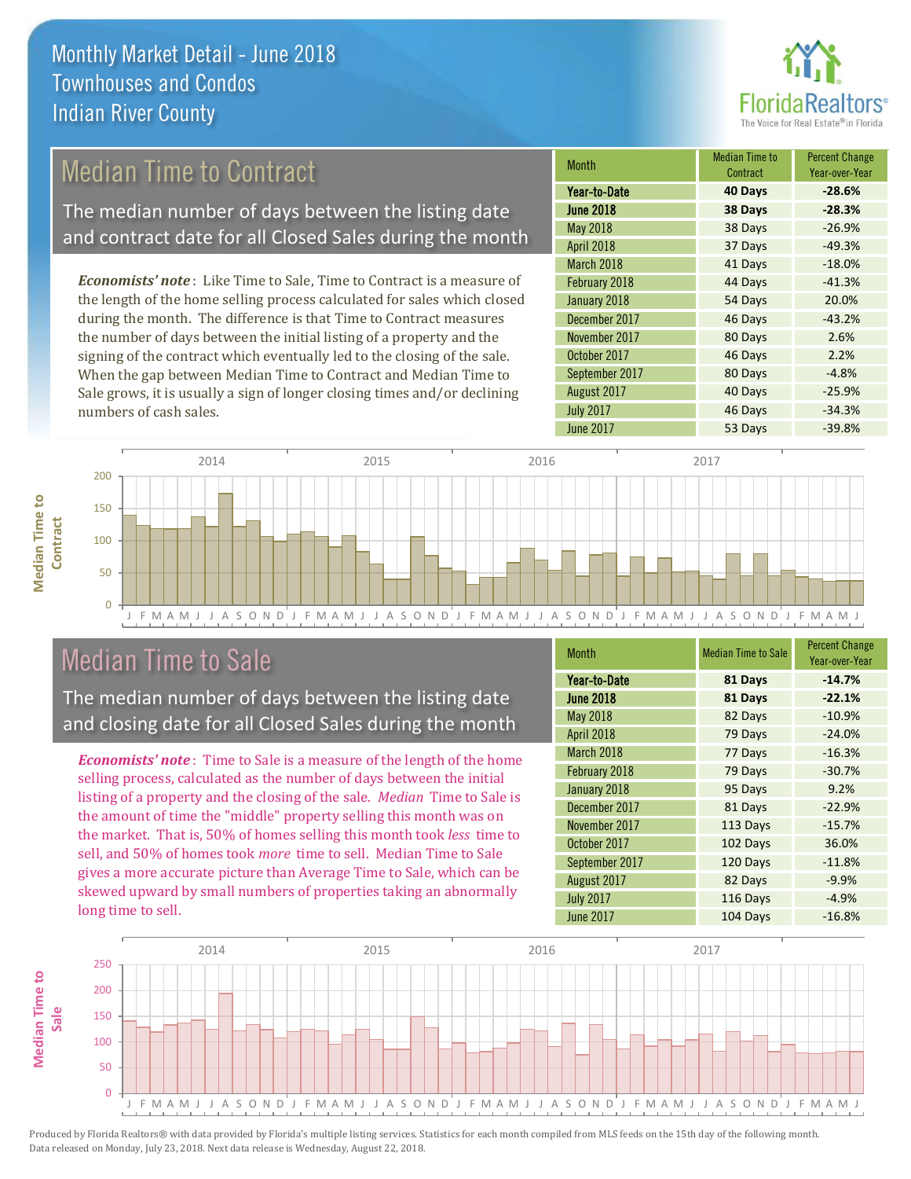# Monthly Market Detail - June 2018
## Townhouses and Condos
## Indian River County

## Median Time to Contract

The median number of days between the listing date and contract date for all Closed Sales during the month

*Economists' note*: Like Time to Sale, Time to Contract is a measure of the length of the home selling process calculated for sales which closed during the month. The difference is that Time to Contract measures the number of days between the initial listing of a property and the signing of the contract which eventually led to the closing of the sale. When the gap between Median Time to Contract and Median Time to Sale grows, it is usually a sign of longer closing times and/or declining numbers of cash sales.

| Month | Median Time to Contract | Percent Change Year-over-Year |
|---|---|---|
| **Year-to-Date** | **40 Days** | **-28.6%** |
| **June 2018** | **38 Days** | **-28.3%** |
| May 2018 | 38 Days | -26.9% |
| April 2018 | 37 Days | -49.3% |
| March 2018 | 41 Days | -18.0% |
| February 2018 | 44 Days | -41.3% |
| January 2018 | 54 Days | 20.0% |
| December 2017 | 46 Days | -43.2% |
| November 2017 | 80 Days | 2.6% |
| October 2017 | 46 Days | 2.2% |
| September 2017 | 80 Days | -4.8% |
| August 2017 | 40 Days | -25.9% |
| July 2017 | 46 Days | -34.3% |
| June 2017 | 53 Days | -39.8% |

## Median Time to Sale

The median number of days between the listing date and closing date for all Closed Sales during the month

*Economists' note*: Time to Sale is a measure of the length of the home selling process, calculated as the number of days between the initial listing of a property and the closing of the sale. *Median* Time to Sale is the amount of time the "middle" property selling this month was on the market. That is, 50% of homes selling this month took *less* time to sell, and 50% of homes took *more* time to sell. Median Time to Sale gives a more accurate picture than Average Time to Sale, which can be skewed upward by small numbers of properties taking an abnormally long time to sell.

| Month | Median Time to Sale | Percent Change Year-over-Year |
|---|---|---|
| **Year-to-Date** | **81 Days** | **-14.7%** |
| **June 2018** | **81 Days** | **-22.1%** |
| May 2018 | 82 Days | -10.9% |
| April 2018 | 79 Days | -24.0% |
| March 2018 | 77 Days | -16.3% |
| February 2018 | 79 Days | -30.7% |
| January 2018 | 95 Days | 9.2% |
| December 2017 | 81 Days | -22.9% |
| November 2017 | 113 Days | -15.7% |
| October 2017 | 102 Days | 36.0% |
| September 2017 | 120 Days | -11.8% |
| August 2017 | 82 Days | -9.9% |
| July 2017 | 116 Days | -4.9% |
| June 2017 | 104 Days | -16.8% |

Produced by Florida Realtors® with data provided by Florida's multiple listing services. Statistics for each month compiled from MLS feeds on the 15th day of the following month. Data released on Monday, July 23, 2018. Next data release is Wednesday, August 22, 2018.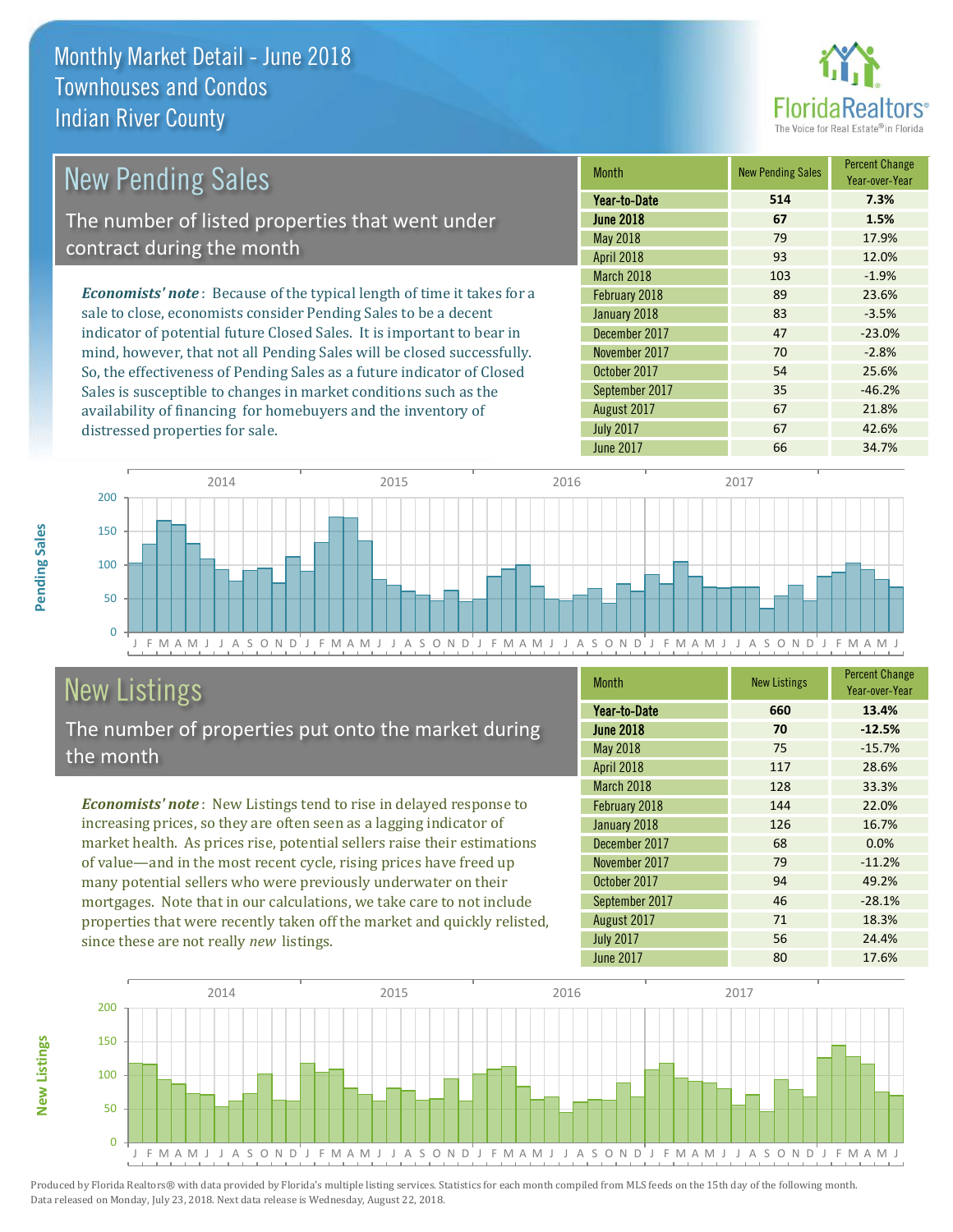# Monthly Market Detail - June 2018
## Townhouses and Condos
## Indian River County

## New Pending Sales

The number of listed properties that went under contract during the month

***Economists' note***: Because of the typical length of time it takes for a sale to close, economists consider Pending Sales to be a decent indicator of potential future Closed Sales. It is important to bear in mind, however, that not all Pending Sales will be closed successfully. So, the effectiveness of Pending Sales as a future indicator of Closed Sales is susceptible to changes in market conditions such as the availability of financing for homebuyers and the inventory of distressed properties for sale.

| Month | New Pending Sales | Percent Change Year-over-Year |
|---|---|---|
| **Year-to-Date** | **514** | **7.3%** |
| **June 2018** | **67** | **1.5%** |
| May 2018 | 79 | 17.9% |
| April 2018 | 93 | 12.0% |
| March 2018 | 103 | -1.9% |
| February 2018 | 89 | 23.6% |
| January 2018 | 83 | -3.5% |
| December 2017 | 47 | -23.0% |
| November 2017 | 70 | -2.8% |
| October 2017 | 54 | 25.6% |
| September 2017 | 35 | -46.2% |
| August 2017 | 67 | 21.8% |
| July 2017 | 67 | 42.6% |
| June 2017 | 66 | 34.7% |

## New Listings

The number of properties put onto the market during the month

***Economists' note***: New Listings tend to rise in delayed response to increasing prices, so they are often seen as a lagging indicator of market health. As prices rise, potential sellers raise their estimations of value—and in the most recent cycle, rising prices have freed up many potential sellers who were previously underwater on their mortgages. Note that in our calculations, we take care to not include properties that were recently taken off the market and quickly relisted, since these are not really *new* listings.

| Month | New Listings | Percent Change Year-over-Year |
|---|---|---|
| **Year-to-Date** | **660** | **13.4%** |
| **June 2018** | **70** | **-12.5%** |
| May 2018 | 75 | -15.7% |
| April 2018 | 117 | 28.6% |
| March 2018 | 128 | 33.3% |
| February 2018 | 144 | 22.0% |
| January 2018 | 126 | 16.7% |
| December 2017 | 68 | 0.0% |
| November 2017 | 79 | -11.2% |
| October 2017 | 94 | 49.2% |
| September 2017 | 46 | -28.1% |
| August 2017 | 71 | 18.3% |
| July 2017 | 56 | 24.4% |
| June 2017 | 80 | 17.6% |

Produced by Florida Realtors® with data provided by Florida's multiple listing services. Statistics for each month compiled from MLS feeds on the 15th day of the following month. Data released on Monday, July 23, 2018. Next data release is Wednesday, August 22, 2018.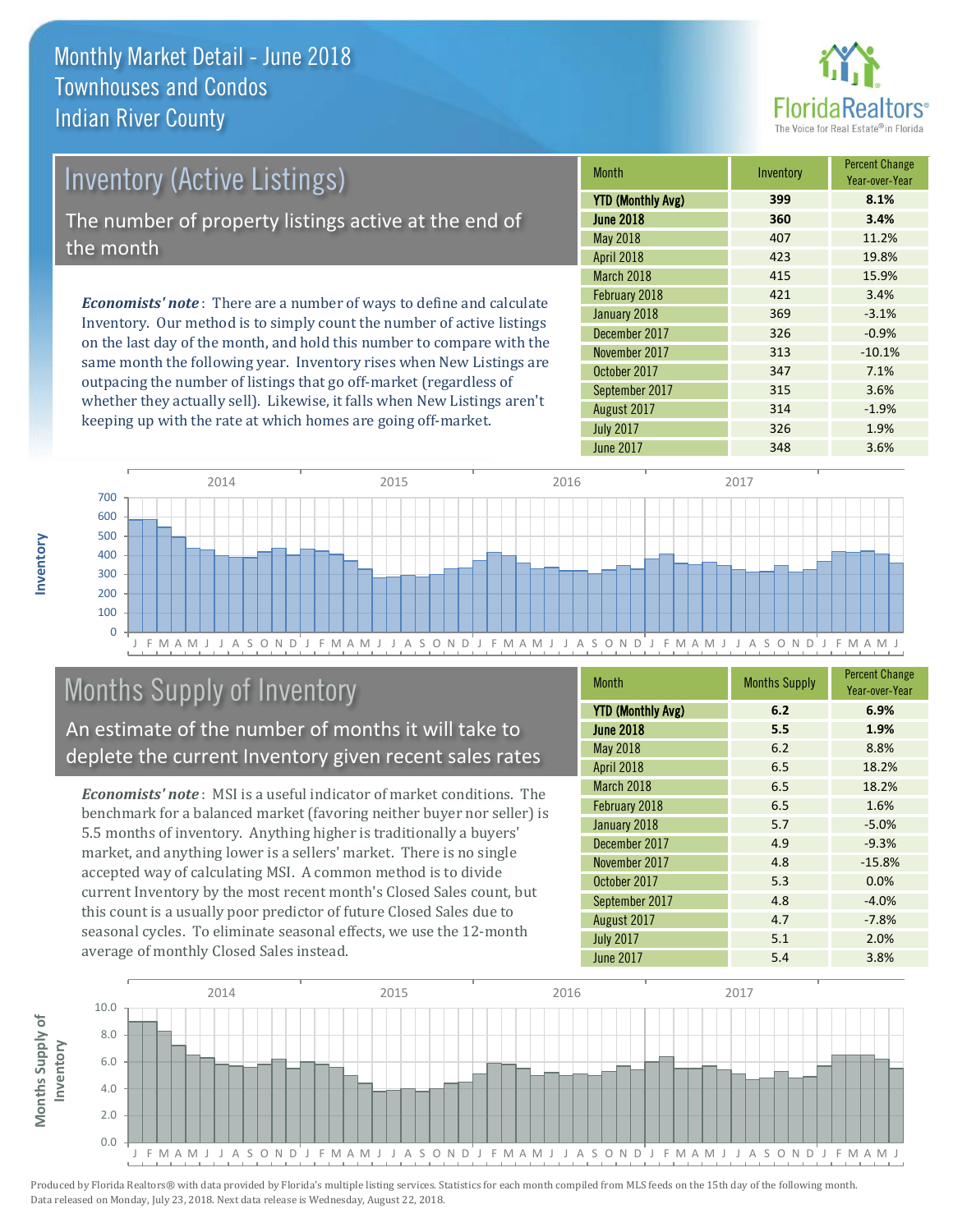# Monthly Market Detail - June 2018
## Townhouses and Condos
## Indian River County

## Inventory (Active Listings)

The number of property listings active at the end of the month

*Economists' note*: There are a number of ways to define and calculate Inventory. Our method is to simply count the number of active listings on the last day of the month, and hold this number to compare with the same month the following year. Inventory rises when New Listings are outpacing the number of listings that go off-market (regardless of whether they actually sell). Likewise, it falls when New Listings aren't keeping up with the rate at which homes are going off-market.

| Month | Inventory | Percent Change Year-over-Year |
|---|---|---|
| **YTD (Monthly Avg)** | **399** | **8.1%** |
| **June 2018** | **360** | **3.4%** |
| May 2018 | 407 | 11.2% |
| April 2018 | 423 | 19.8% |
| March 2018 | 415 | 15.9% |
| February 2018 | 421 | 3.4% |
| January 2018 | 369 | -3.1% |
| December 2017 | 326 | -0.9% |
| November 2017 | 313 | -10.1% |
| October 2017 | 347 | 7.1% |
| September 2017 | 315 | 3.6% |
| August 2017 | 314 | -1.9% |
| July 2017 | 326 | 1.9% |
| June 2017 | 348 | 3.6% |

## Months Supply of Inventory

An estimate of the number of months it will take to deplete the current Inventory given recent sales rates

*Economists' note*: MSI is a useful indicator of market conditions. The benchmark for a balanced market (favoring neither buyer nor seller) is 5.5 months of inventory. Anything higher is traditionally a buyers' market, and anything lower is a sellers' market. There is no single accepted way of calculating MSI. A common method is to divide current Inventory by the most recent month's Closed Sales count, but this count is a usually poor predictor of future Closed Sales due to seasonal cycles. To eliminate seasonal effects, we use the 12-month average of monthly Closed Sales instead.

| Month | Months Supply | Percent Change Year-over-Year |
|---|---|---|
| **YTD (Monthly Avg)** | **6.2** | **6.9%** |
| **June 2018** | **5.5** | **1.9%** |
| May 2018 | 6.2 | 8.8% |
| April 2018 | 6.5 | 18.2% |
| March 2018 | 6.5 | 18.2% |
| February 2018 | 6.5 | 1.6% |
| January 2018 | 5.7 | -5.0% |
| December 2017 | 4.9 | -9.3% |
| November 2017 | 4.8 | -15.8% |
| October 2017 | 5.3 | 0.0% |
| September 2017 | 4.8 | -4.0% |
| August 2017 | 4.7 | -7.8% |
| July 2017 | 5.1 | 2.0% |
| June 2017 | 5.4 | 3.8% |

Produced by Florida Realtors® with data provided by Florida's multiple listing services. Statistics for each month compiled from MLS feeds on the 15th day of the following month. Data released on Monday, July 23, 2018. Next data release is Wednesday, August 22, 2018.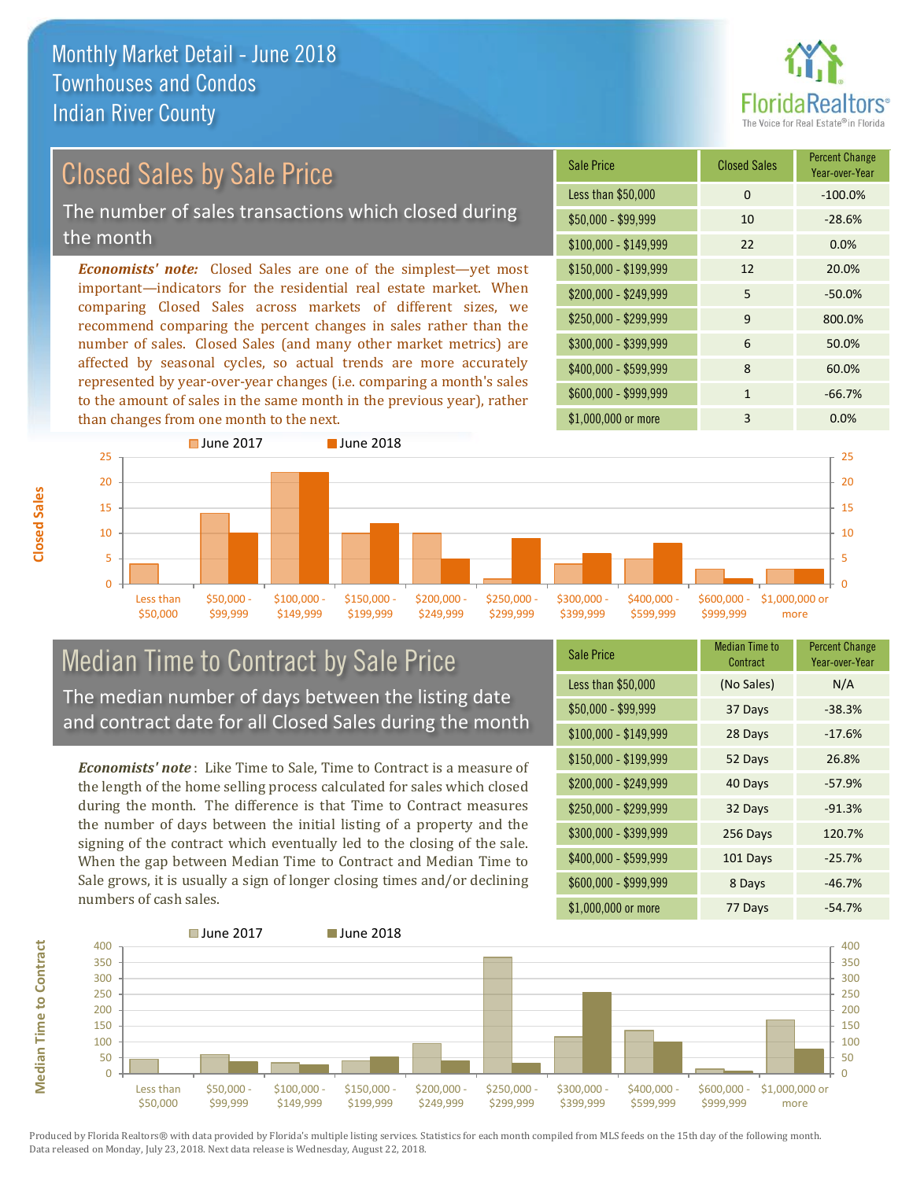# Monthly Market Detail - June 2018
## Townhouses and Condos
## Indian River County

FloridaRealtors®
The Voice for Real Estate® in Florida

## Closed Sales by Sale Price

The number of sales transactions which closed during the month

*Economists' note:* Closed Sales are one of the simplest—yet most important—indicators for the residential real estate market. When comparing Closed Sales across markets of different sizes, we recommend comparing the percent changes in sales rather than the number of sales. Closed Sales (and many other market metrics) are affected by seasonal cycles, so actual trends are more accurately represented by year-over-year changes (i.e. comparing a month's sales to the amount of sales in the same month in the previous year), rather than changes from one month to the next.

| Sale Price | Closed Sales | Percent Change Year-over-Year |
|---|---|---|
| Less than $50,000 | 0 | -100.0% |
| $50,000 - $99,999 | 10 | -28.6% |
| $100,000 - $149,999 | 22 | 0.0% |
| $150,000 - $199,999 | 12 | 20.0% |
| $200,000 - $249,999 | 5 | -50.0% |
| $250,000 - $299,999 | 9 | 800.0% |
| $300,000 - $399,999 | 6 | 50.0% |
| $400,000 - $599,999 | 8 | 60.0% |
| $600,000 - $999,999 | 1 | -66.7% |
| $1,000,000 or more | 3 | 0.0% |

## Median Time to Contract by Sale Price

The median number of days between the listing date and contract date for all Closed Sales during the month

*Economists' note*: Like Time to Sale, Time to Contract is a measure of the length of the home selling process calculated for sales which closed during the month. The difference is that Time to Contract measures the number of days between the initial listing of a property and the signing of the contract which eventually led to the closing of the sale. When the gap between Median Time to Contract and Median Time to Sale grows, it is usually a sign of longer closing times and/or declining numbers of cash sales.

| Sale Price | Median Time to Contract | Percent Change Year-over-Year |
|---|---|---|
| Less than $50,000 | (No Sales) | N/A |
| $50,000 - $99,999 | 37 Days | -38.3% |
| $100,000 - $149,999 | 28 Days | -17.6% |
| $150,000 - $199,999 | 52 Days | 26.8% |
| $200,000 - $249,999 | 40 Days | -57.9% |
| $250,000 - $299,999 | 32 Days | -91.3% |
| $300,000 - $399,999 | 256 Days | 120.7% |
| $400,000 - $599,999 | 101 Days | -25.7% |
| $600,000 - $999,999 | 8 Days | -46.7% |
| $1,000,000 or more | 77 Days | -54.7% |

Produced by Florida Realtors® with data provided by Florida's multiple listing services. Statistics for each month compiled from MLS feeds on the 15th day of the following month. Data released on Monday, July 23, 2018. Next data release is Wednesday, August 22, 2018.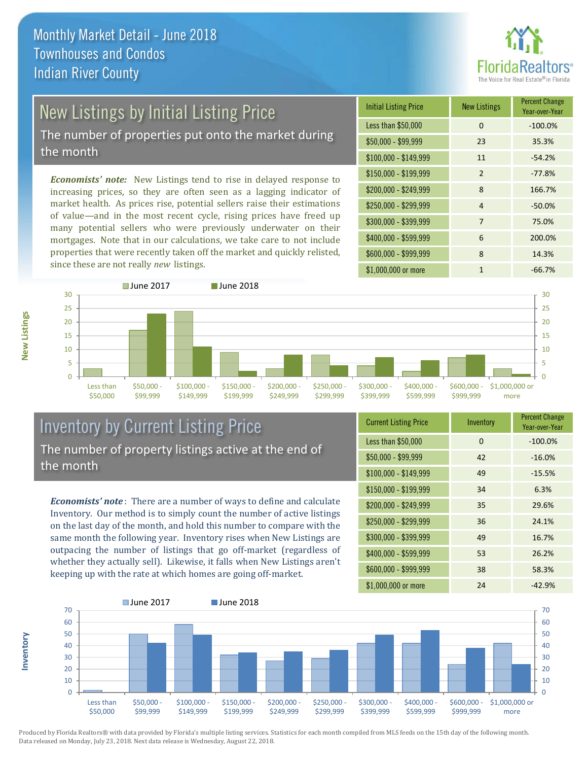# Monthly Market Detail - June 2018
## Townhouses and Condos
## Indian River County

## New Listings by Initial Listing Price

The number of properties put onto the market during the month

*Economists' note:* New Listings tend to rise in delayed response to increasing prices, so they are often seen as a lagging indicator of market health. As prices rise, potential sellers raise their estimations of value—and in the most recent cycle, rising prices have freed up many potential sellers who were previously underwater on their mortgages. Note that in our calculations, we take care to not include properties that were recently taken off the market and quickly relisted, since these are not really *new* listings.

| Initial Listing Price | New Listings | Percent Change Year-over-Year |
|---|---|---|
| Less than $50,000 | 0 | -100.0% |
| $50,000 - $99,999 | 23 | 35.3% |
| $100,000 - $149,999 | 11 | -54.2% |
| $150,000 - $199,999 | 2 | -77.8% |
| $200,000 - $249,999 | 8 | 166.7% |
| $250,000 - $299,999 | 4 | -50.0% |
| $300,000 - $399,999 | 7 | 75.0% |
| $400,000 - $599,999 | 6 | 200.0% |
| $600,000 - $999,999 | 8 | 14.3% |
| $1,000,000 or more | 1 | -66.7% |

## Inventory by Current Listing Price

The number of property listings active at the end of the month

*Economists' note*: There are a number of ways to define and calculate Inventory. Our method is to simply count the number of active listings on the last day of the month, and hold this number to compare with the same month the following year. Inventory rises when New Listings are outpacing the number of listings that go off-market (regardless of whether they actually sell). Likewise, it falls when New Listings aren't keeping up with the rate at which homes are going off-market.

| Current Listing Price | Inventory | Percent Change Year-over-Year |
|---|---|---|
| Less than $50,000 | 0 | -100.0% |
| $50,000 - $99,999 | 42 | -16.0% |
| $100,000 - $149,999 | 49 | -15.5% |
| $150,000 - $199,999 | 34 | 6.3% |
| $200,000 - $249,999 | 35 | 29.6% |
| $250,000 - $299,999 | 36 | 24.1% |
| $300,000 - $399,999 | 49 | 16.7% |
| $400,000 - $599,999 | 53 | 26.2% |
| $600,000 - $999,999 | 38 | 58.3% |
| $1,000,000 or more | 24 | -42.9% |

Produced by Florida Realtors® with data provided by Florida's multiple listing services. Statistics for each month compiled from MLS feeds on the 15th day of the following month. Data released on Monday, July 23, 2018. Next data release is Wednesday, August 22, 2018.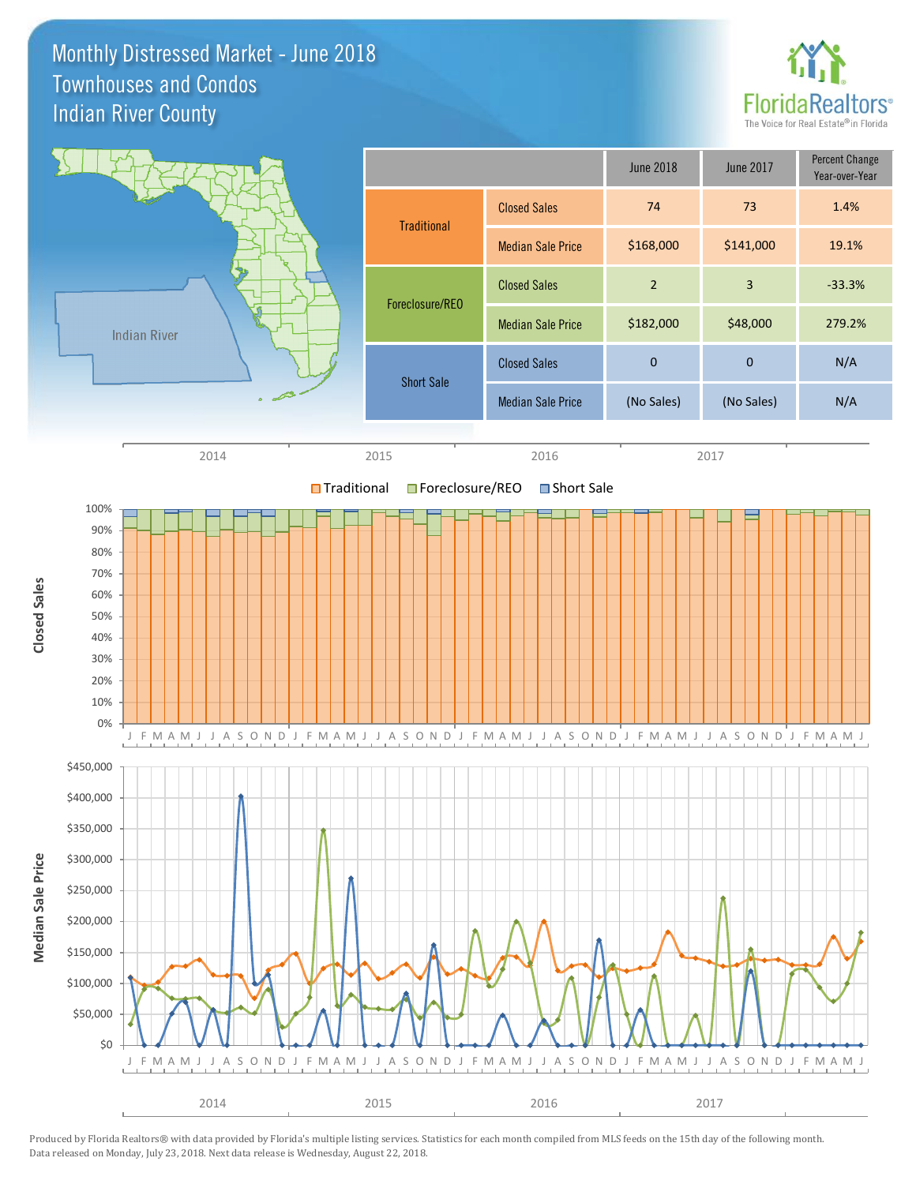# Monthly Distressed Market - June 2018
## Townhouses and Condos
## Indian River County

FloridaRealtors®
The Voice for Real Estate® in Florida

Indian River

| | | June 2018 | June 2017 | Percent Change Year-over-Year |
|---|---|---|---|---|
| Traditional | Closed Sales | 74 | 73 | 1.4% |
| | Median Sale Price | $168,000 | $141,000 | 19.1% |
| Foreclosure/REO | Closed Sales | 2 | 3 | -33.3% |
| | Median Sale Price | $182,000 | $48,000 | 279.2% |
| Short Sale | Closed Sales | 0 | 0 | N/A |
| | Median Sale Price | (No Sales) | (No Sales) | N/A |

2014 2015 2016 2017

Traditional Foreclosure/REO Short Sale

Closed Sales

100% 90% 80% 70% 60% 50% 40% 30% 20% 10% 0%

J F M A M J J A S O N D J F M A M J J A S O N D J F M A M J J A S O N D J F M A M J J A S O N D J F M A M J

Median Sale Price

$450,000 $400,000 $350,000 $300,000 $250,000 $200,000 $150,000 $100,000 $50,000 $0

J F M A M J J A S O N D J F M A M J J A S O N D J F M A M J J A S O N D J F M A M J J A S O N D J F M A M J

2014 2015 2016 2017

Produced by Florida Realtors® with data provided by Florida's multiple listing services. Statistics for each month compiled from MLS feeds on the 15th day of the following month. Data released on Monday, July 23, 2018. Next data release is Wednesday, August 22, 2018.